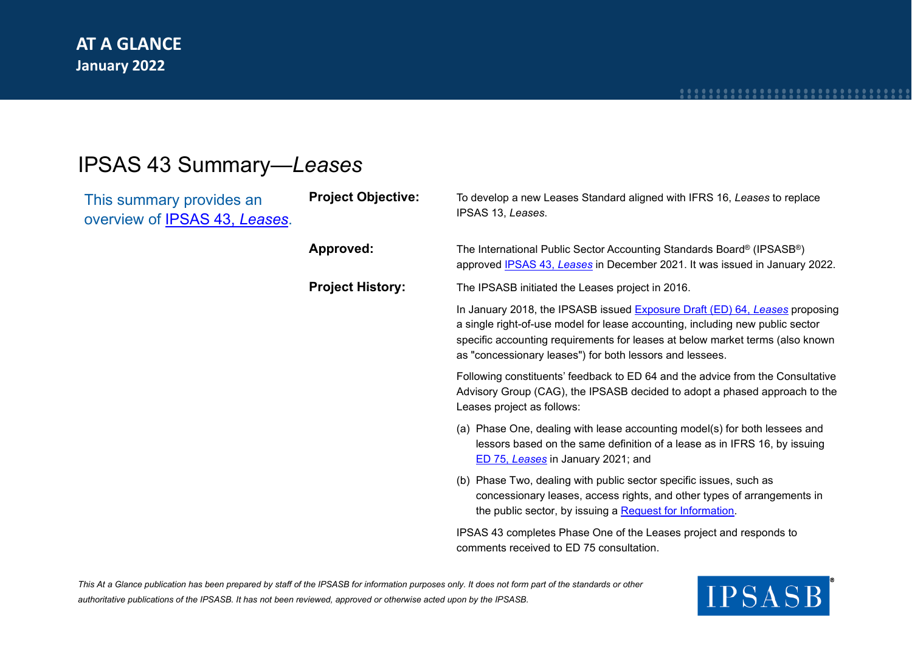**AT A GLANCE**
**January 2022**

# IPSAS 43 Summary—*Leases*

This summary provides an overview of IPSAS 43, *Leases*.

**Project Objective:**

To develop a new Leases Standard aligned with IFRS 16, *Leases* to replace IPSAS 13, *Leases*.

**Approved:**

The International Public Sector Accounting Standards Board® (IPSASB®) approved IPSAS 43, *Leases* in December 2021. It was issued in January 2022.

**Project History:**

The IPSASB initiated the Leases project in 2016.

In January 2018, the IPSASB issued Exposure Draft (ED) 64, *Leases* proposing a single right-of-use model for lease accounting, including new public sector specific accounting requirements for leases at below market terms (also known as "concessionary leases") for both lessors and lessees.

Following constituents' feedback to ED 64 and the advice from the Consultative Advisory Group (CAG), the IPSASB decided to adopt a phased approach to the Leases project as follows:

(a) Phase One, dealing with lease accounting model(s) for both lessees and lessors based on the same definition of a lease as in IFRS 16, by issuing ED 75, *Leases* in January 2021; and

(b) Phase Two, dealing with public sector specific issues, such as concessionary leases, access rights, and other types of arrangements in the public sector, by issuing a Request for Information.

IPSAS 43 completes Phase One of the Leases project and responds to comments received to ED 75 consultation.

*This At a Glance publication has been prepared by staff of the IPSASB for information purposes only. It does not form part of the standards or other authoritative publications of the IPSASB. It has not been reviewed, approved or otherwise acted upon by the IPSASB.*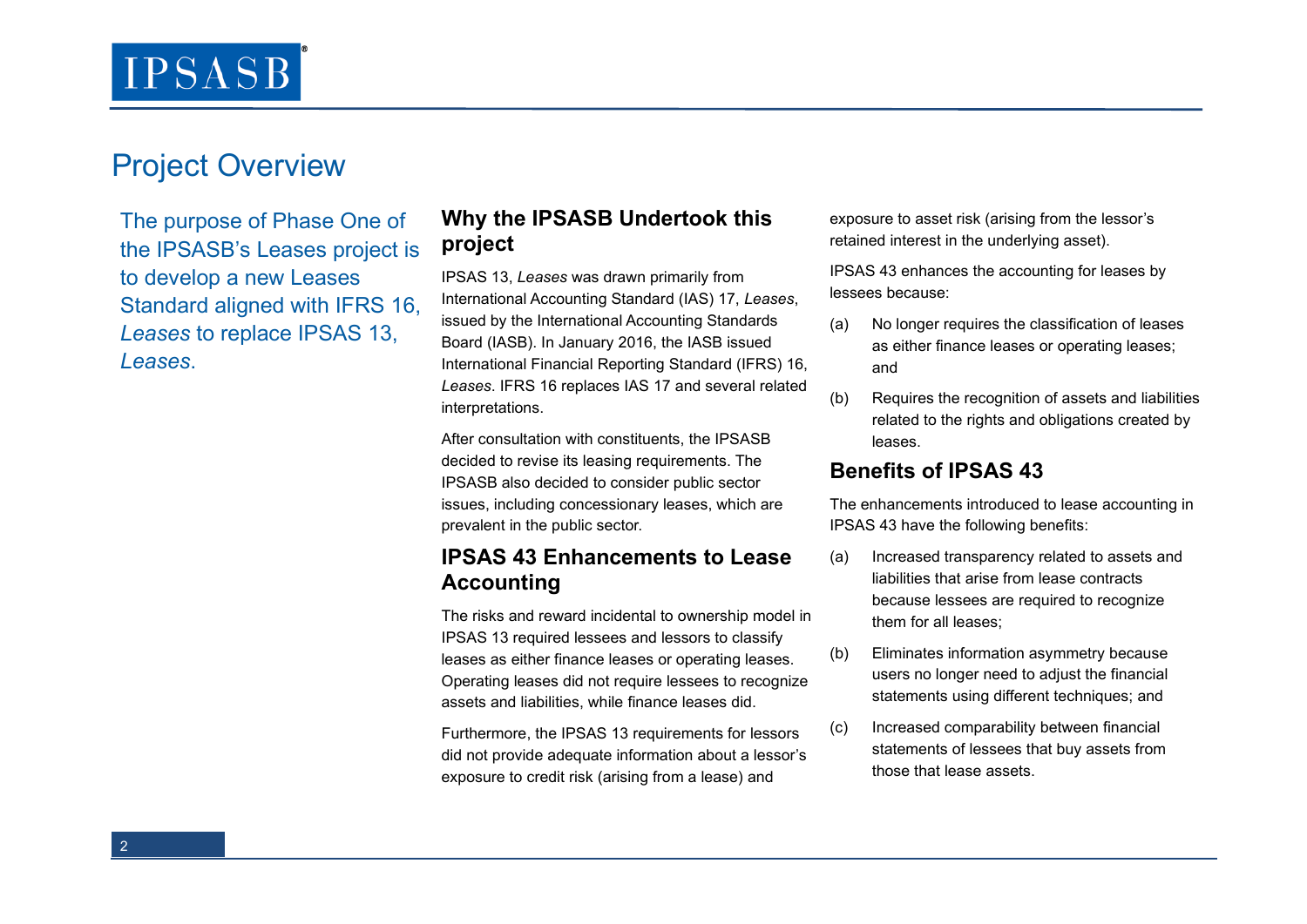## Project Overview

The purpose of Phase One of the IPSASB's Leases project is to develop a new Leases Standard aligned with IFRS 16, *Leases* to replace IPSAS 13, *Leases*.

### Why the IPSASB Undertook this project

IPSAS 13, *Leases* was drawn primarily from International Accounting Standard (IAS) 17, *Leases*, issued by the International Accounting Standards Board (IASB). In January 2016, the IASB issued International Financial Reporting Standard (IFRS) 16, *Leases*. IFRS 16 replaces IAS 17 and several related interpretations.

After consultation with constituents, the IPSASB decided to revise its leasing requirements. The IPSASB also decided to consider public sector issues, including concessionary leases, which are prevalent in the public sector.

### IPSAS 43 Enhancements to Lease Accounting

The risks and reward incidental to ownership model in IPSAS 13 required lessees and lessors to classify leases as either finance leases or operating leases. Operating leases did not require lessees to recognize assets and liabilities, while finance leases did.

Furthermore, the IPSAS 13 requirements for lessors did not provide adequate information about a lessor's exposure to credit risk (arising from a lease) and exposure to asset risk (arising from the lessor's retained interest in the underlying asset).

IPSAS 43 enhances the accounting for leases by lessees because:

(a) No longer requires the classification of leases as either finance leases or operating leases; and

(b) Requires the recognition of assets and liabilities related to the rights and obligations created by leases.

### Benefits of IPSAS 43

The enhancements introduced to lease accounting in IPSAS 43 have the following benefits:

(a) Increased transparency related to assets and liabilities that arise from lease contracts because lessees are required to recognize them for all leases;

(b) Eliminates information asymmetry because users no longer need to adjust the financial statements using different techniques; and

(c) Increased comparability between financial statements of lessees that buy assets from those that lease assets.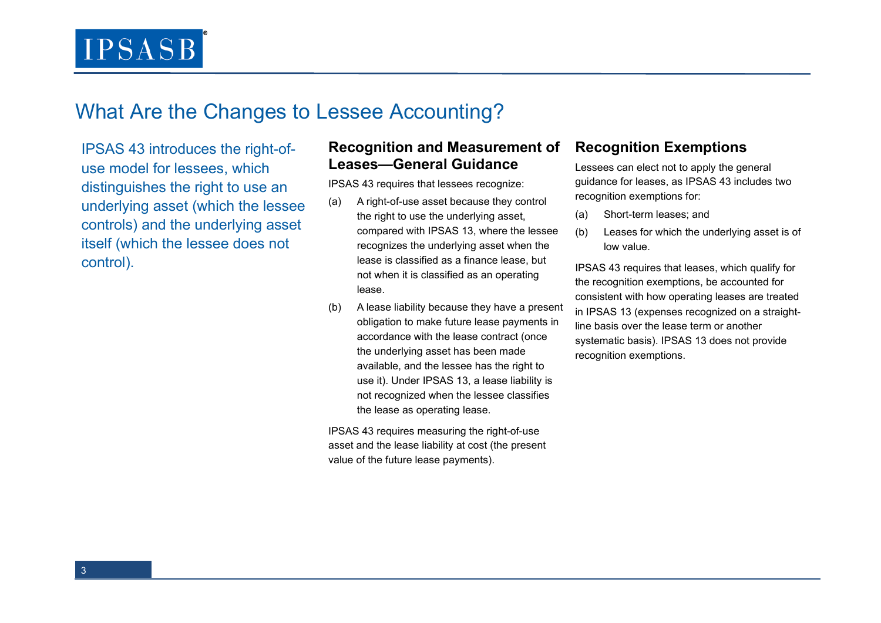# What Are the Changes to Lessee Accounting?

IPSAS 43 introduces the right-of-use model for lessees, which distinguishes the right to use an underlying asset (which the lessee controls) and the underlying asset itself (which the lessee does not control).

## Recognition and Measurement of Leases—General Guidance

IPSAS 43 requires that lessees recognize:

(a) A right-of-use asset because they control the right to use the underlying asset, compared with IPSAS 13, where the lessee recognizes the underlying asset when the lease is classified as a finance lease, but not when it is classified as an operating lease.

(b) A lease liability because they have a present obligation to make future lease payments in accordance with the lease contract (once the underlying asset has been made available, and the lessee has the right to use it). Under IPSAS 13, a lease liability is not recognized when the lessee classifies the lease as operating lease.

IPSAS 43 requires measuring the right-of-use asset and the lease liability at cost (the present value of the future lease payments).

## Recognition Exemptions

Lessees can elect not to apply the general guidance for leases, as IPSAS 43 includes two recognition exemptions for:

(a) Short-term leases; and

(b) Leases for which the underlying asset is of low value.

IPSAS 43 requires that leases, which qualify for the recognition exemptions, be accounted for consistent with how operating leases are treated in IPSAS 13 (expenses recognized on a straight-line basis over the lease term or another systematic basis). IPSAS 13 does not provide recognition exemptions.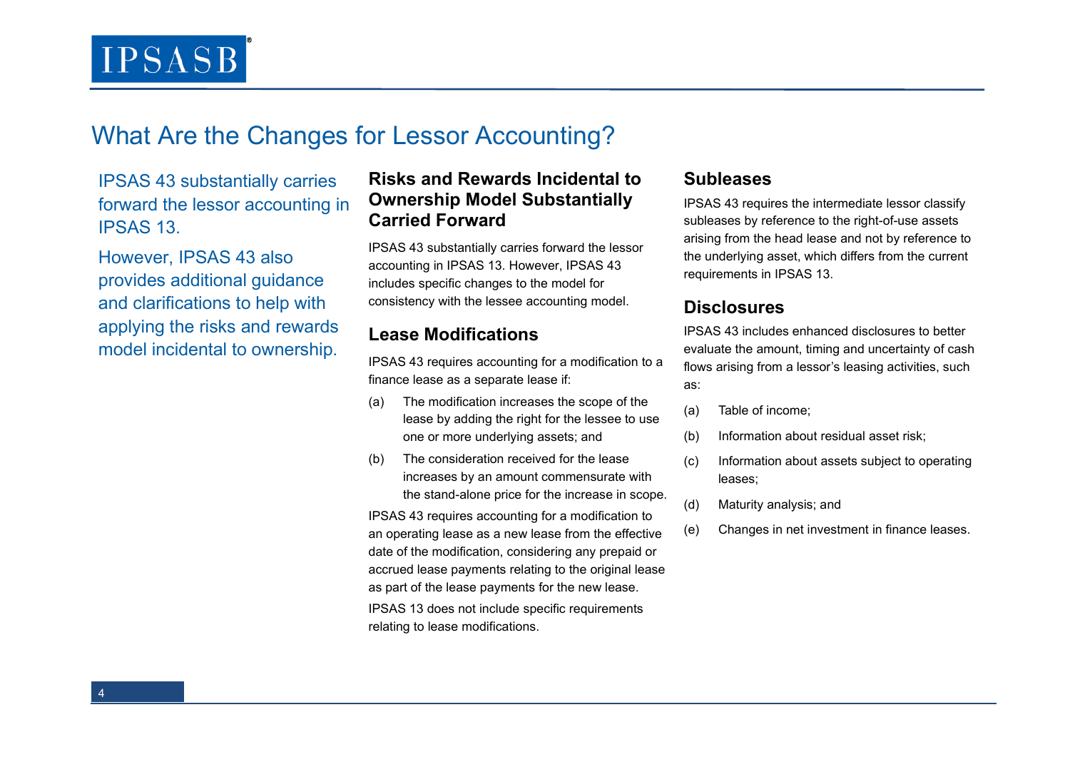# What Are the Changes for Lessor Accounting?

IPSAS 43 substantially carries forward the lessor accounting in IPSAS 13.

However, IPSAS 43 also provides additional guidance and clarifications to help with applying the risks and rewards model incidental to ownership.

## Risks and Rewards Incidental to Ownership Model Substantially Carried Forward

IPSAS 43 substantially carries forward the lessor accounting in IPSAS 13. However, IPSAS 43 includes specific changes to the model for consistency with the lessee accounting model.

## Lease Modifications

IPSAS 43 requires accounting for a modification to a finance lease as a separate lease if:

(a) The modification increases the scope of the lease by adding the right for the lessee to use one or more underlying assets; and

(b) The consideration received for the lease increases by an amount commensurate with the stand-alone price for the increase in scope.

IPSAS 43 requires accounting for a modification to an operating lease as a new lease from the effective date of the modification, considering any prepaid or accrued lease payments relating to the original lease as part of the lease payments for the new lease.

IPSAS 13 does not include specific requirements relating to lease modifications.

## Subleases

IPSAS 43 requires the intermediate lessor classify subleases by reference to the right-of-use assets arising from the head lease and not by reference to the underlying asset, which differs from the current requirements in IPSAS 13.

## Disclosures

IPSAS 43 includes enhanced disclosures to better evaluate the amount, timing and uncertainty of cash flows arising from a lessor's leasing activities, such as:

(a) Table of income;

(b) Information about residual asset risk;

(c) Information about assets subject to operating leases;

(d) Maturity analysis; and

(e) Changes in net investment in finance leases.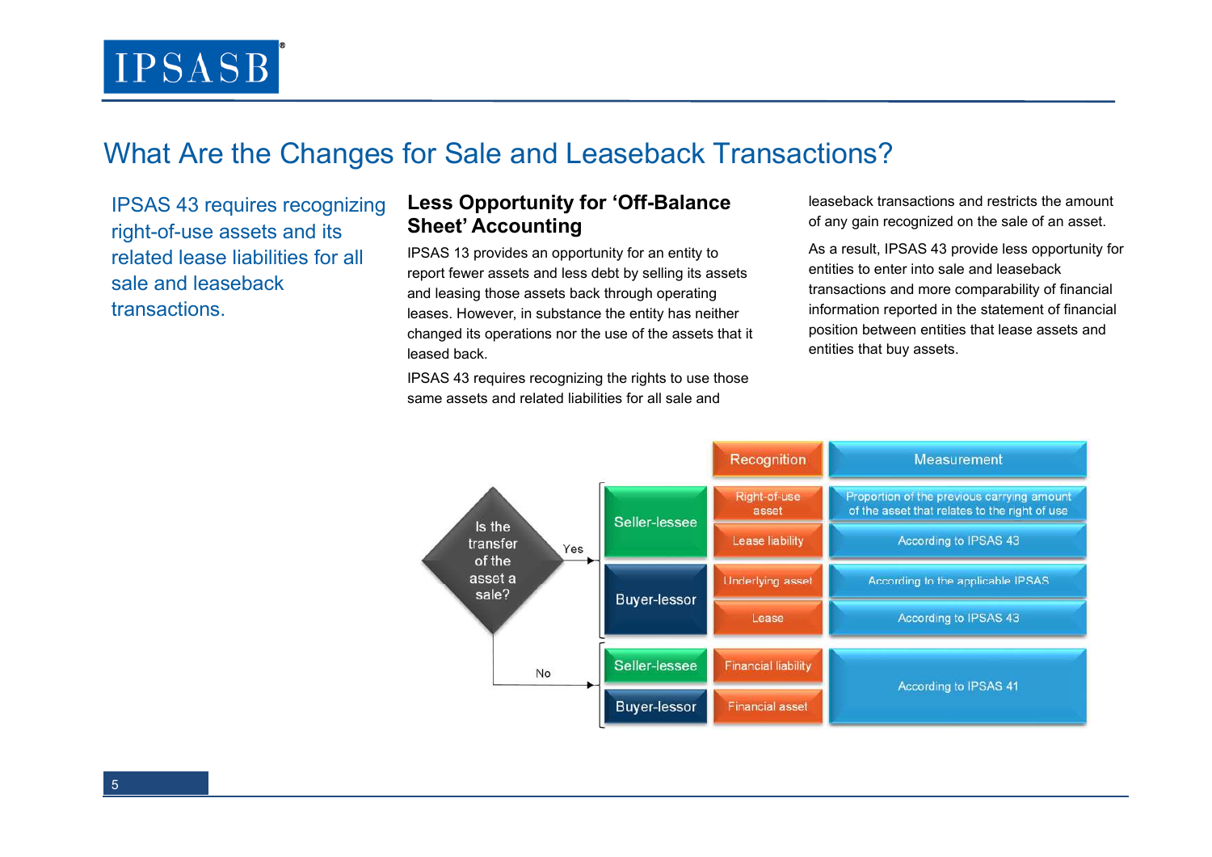## What Are the Changes for Sale and Leaseback Transactions?

IPSAS 43 requires recognizing right-of-use assets and its related lease liabilities for all sale and leaseback transactions.

### Less Opportunity for 'Off-Balance Sheet' Accounting

IPSAS 13 provides an opportunity for an entity to report fewer assets and less debt by selling its assets and leasing those assets back through operating leases. However, in substance the entity has neither changed its operations nor the use of the assets that it leased back.

IPSAS 43 requires recognizing the rights to use those same assets and related liabilities for all sale and leaseback transactions and restricts the amount of any gain recognized on the sale of an asset.

As a result, IPSAS 43 provide less opportunity for entities to enter into sale and leaseback transactions and more comparability of financial information reported in the statement of financial position between entities that lease assets and entities that buy assets.

Is the transfer of the asset a sale?

| Is the transfer of the asset a sale? | Party | Recognition | Measurement |
|---|---|---|---|
| Yes | Seller-lessee | Right-of-use asset | Proportion of the previous carrying amount of the asset that relates to the right of use |
| | | Lease liability | According to IPSAS 43 |
| | Buyer-lessor | Underlying asset | According to the applicable IPSAS |
| | | Lease | According to IPSAS 43 |
| No | Seller-lessee | Financial liability | According to IPSAS 41 |
| | Buyer-lessor | Financial asset | According to IPSAS 41 |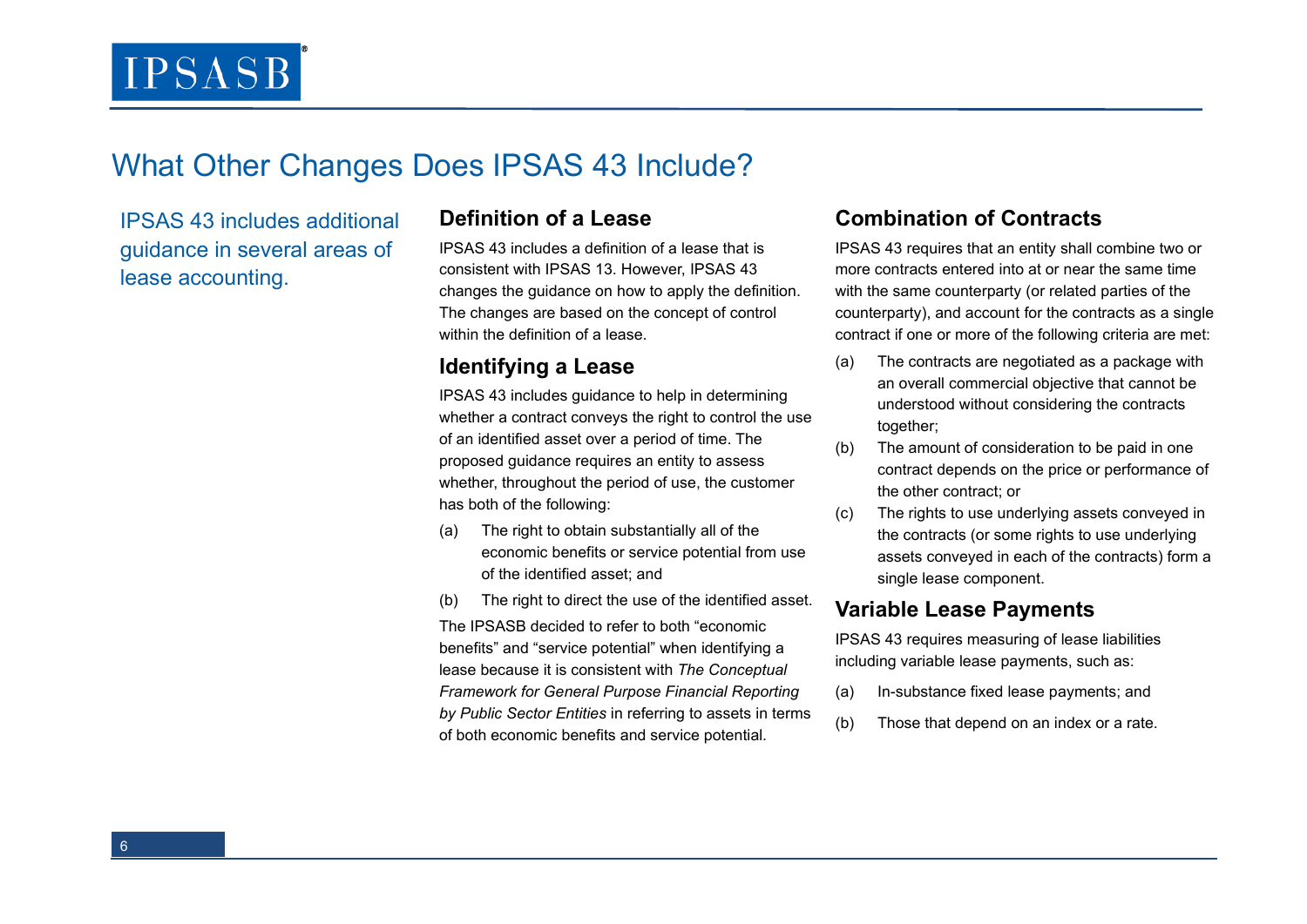# What Other Changes Does IPSAS 43 Include?

IPSAS 43 includes additional guidance in several areas of lease accounting.

## Definition of a Lease

IPSAS 43 includes a definition of a lease that is consistent with IPSAS 13. However, IPSAS 43 changes the guidance on how to apply the definition. The changes are based on the concept of control within the definition of a lease.

## Identifying a Lease

IPSAS 43 includes guidance to help in determining whether a contract conveys the right to control the use of an identified asset over a period of time. The proposed guidance requires an entity to assess whether, throughout the period of use, the customer has both of the following:

(a) The right to obtain substantially all of the economic benefits or service potential from use of the identified asset; and

(b) The right to direct the use of the identified asset.

The IPSASB decided to refer to both "economic benefits" and "service potential" when identifying a lease because it is consistent with *The Conceptual Framework for General Purpose Financial Reporting by Public Sector Entities* in referring to assets in terms of both economic benefits and service potential.

## Combination of Contracts

IPSAS 43 requires that an entity shall combine two or more contracts entered into at or near the same time with the same counterparty (or related parties of the counterparty), and account for the contracts as a single contract if one or more of the following criteria are met:

(a) The contracts are negotiated as a package with an overall commercial objective that cannot be understood without considering the contracts together;

(b) The amount of consideration to be paid in one contract depends on the price or performance of the other contract; or

(c) The rights to use underlying assets conveyed in the contracts (or some rights to use underlying assets conveyed in each of the contracts) form a single lease component.

## Variable Lease Payments

IPSAS 43 requires measuring of lease liabilities including variable lease payments, such as:

(a) In-substance fixed lease payments; and

(b) Those that depend on an index or a rate.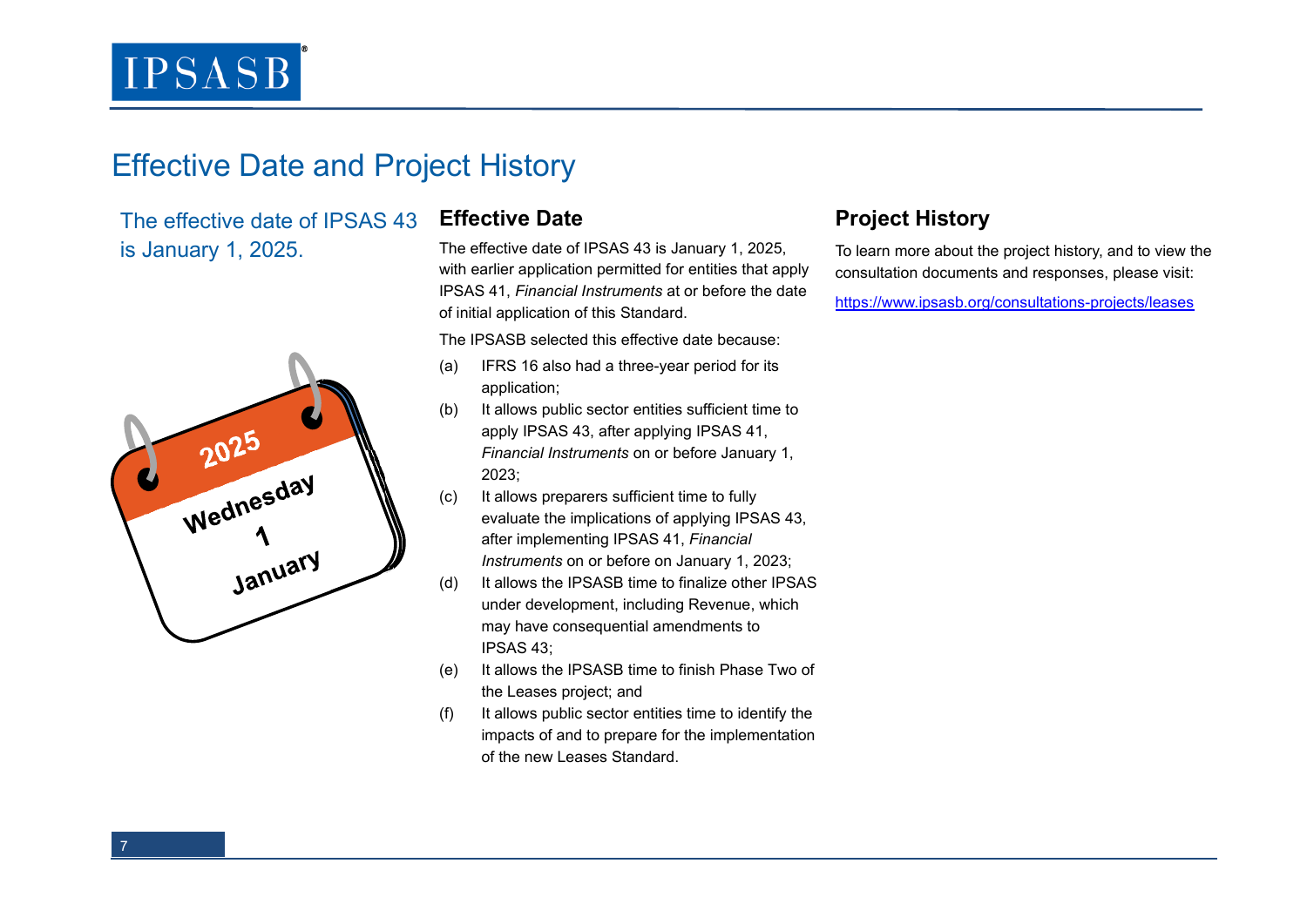# Effective Date and Project History

The effective date of IPSAS 43 is January 1, 2025.

2025
Wednesday
1
January

## Effective Date

The effective date of IPSAS 43 is January 1, 2025, with earlier application permitted for entities that apply IPSAS 41, *Financial Instruments* at or before the date of initial application of this Standard.

The IPSASB selected this effective date because:

(a) IFRS 16 also had a three-year period for its application;

(b) It allows public sector entities sufficient time to apply IPSAS 43, after applying IPSAS 41, *Financial Instruments* on or before January 1, 2023;

(c) It allows preparers sufficient time to fully evaluate the implications of applying IPSAS 43, after implementing IPSAS 41, *Financial Instruments* on or before on January 1, 2023;

(d) It allows the IPSASB time to finalize other IPSAS under development, including Revenue, which may have consequential amendments to IPSAS 43;

(e) It allows the IPSASB time to finish Phase Two of the Leases project; and

(f) It allows public sector entities time to identify the impacts of and to prepare for the implementation of the new Leases Standard.

## Project History

To learn more about the project history, and to view the consultation documents and responses, please visit:

https://www.ipsasb.org/consultations-projects/leases